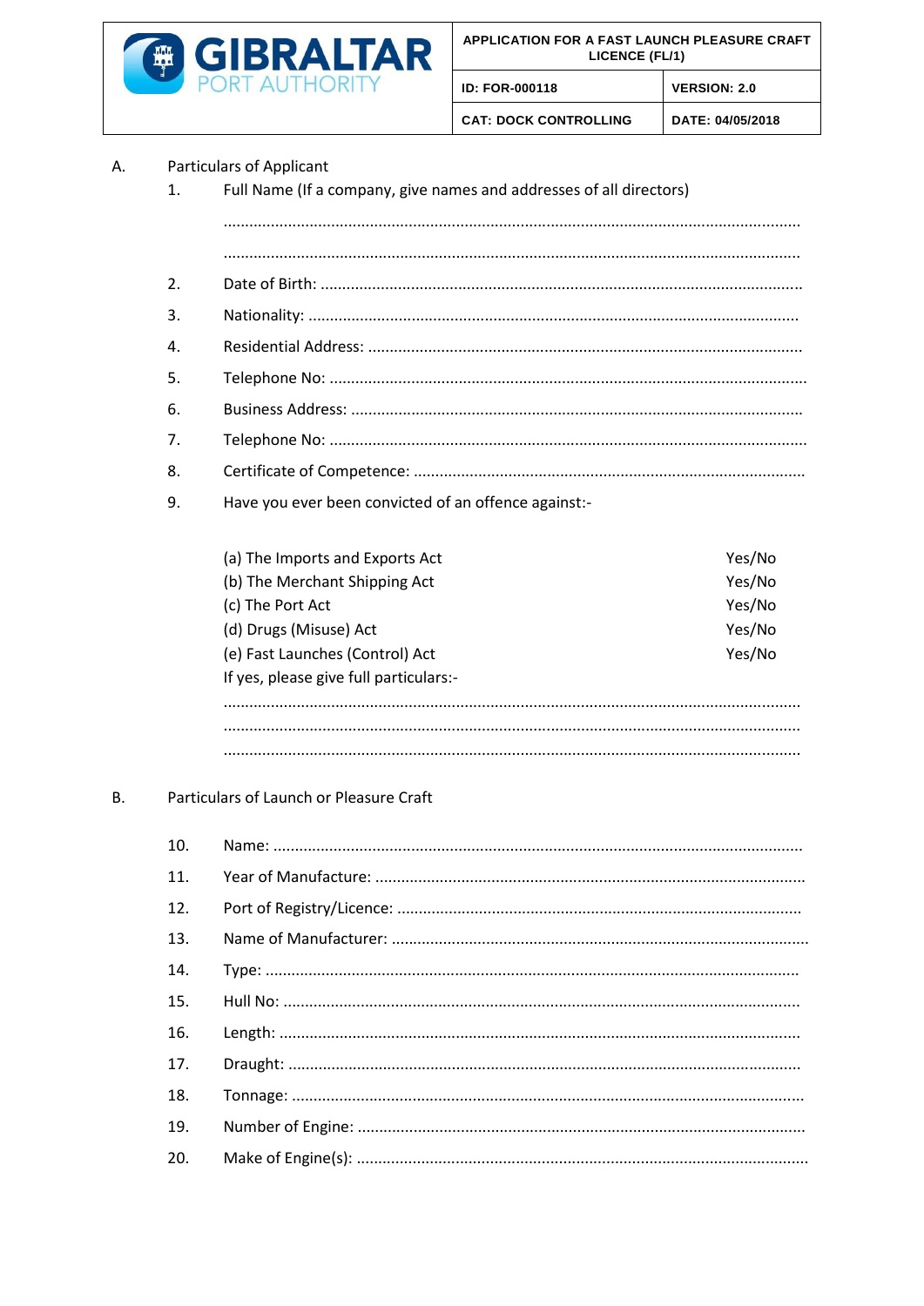| GIBRALTAR PORT AUTHORITY | APPLICATION FOR A FAST LAUNCH PLEASURE CRAFT LICENCE (FL/1) | |
|---|---|---|
| | ID: FOR-000118 | VERSION: 2.0 |
| | CAT: DOCK CONTROLLING | DATE: 04/05/2018 |

A. Particulars of Applicant

1. Full Name (If a company, give names and addresses of all directors)

   ……………………………………………………………………………………………………………………

   ……………………………………………………………………………………………………………………

2. Date of Birth: ……………………………………………………………………………………………………

3. Nationality: ……………………………………………………………………………………………………

4. Residential Address: …………………………………………………………………………………………

5. Telephone No: …………………………………………………………………………………………………

6. Business Address: ……………………………………………………………………………………………

7. Telephone No: …………………………………………………………………………………………………

8. Certificate of Competence: ………………………………………………………………………………

9. Have you ever been convicted of an offence against:-

   (a) The Imports and Exports Act — Yes/No
   (b) The Merchant Shipping Act — Yes/No
   (c) The Port Act — Yes/No
   (d) Drugs (Misuse) Act — Yes/No
   (e) Fast Launches (Control) Act — Yes/No

   If yes, please give full particulars:-

   ……………………………………………………………………………………………………………………

   ……………………………………………………………………………………………………………………

   ……………………………………………………………………………………………………………………

B. Particulars of Launch or Pleasure Craft

10. Name: ………………………………………………………………………………………………………………

11. Year of Manufacture: ………………………………………………………………………………………

12. Port of Registry/Licence: …………………………………………………………………………………

13. Name of Manufacturer: ……………………………………………………………………………………

14. Type: ………………………………………………………………………………………………………………

15. Hull No: ……………………………………………………………………………………………………………

16. Length: ……………………………………………………………………………………………………………

17. Draught: …………………………………………………………………………………………………………

18. Tonnage: …………………………………………………………………………………………………………

19. Number of Engine: ……………………………………………………………………………………………

20. Make of Engine(s): ……………………………………………………………………………………………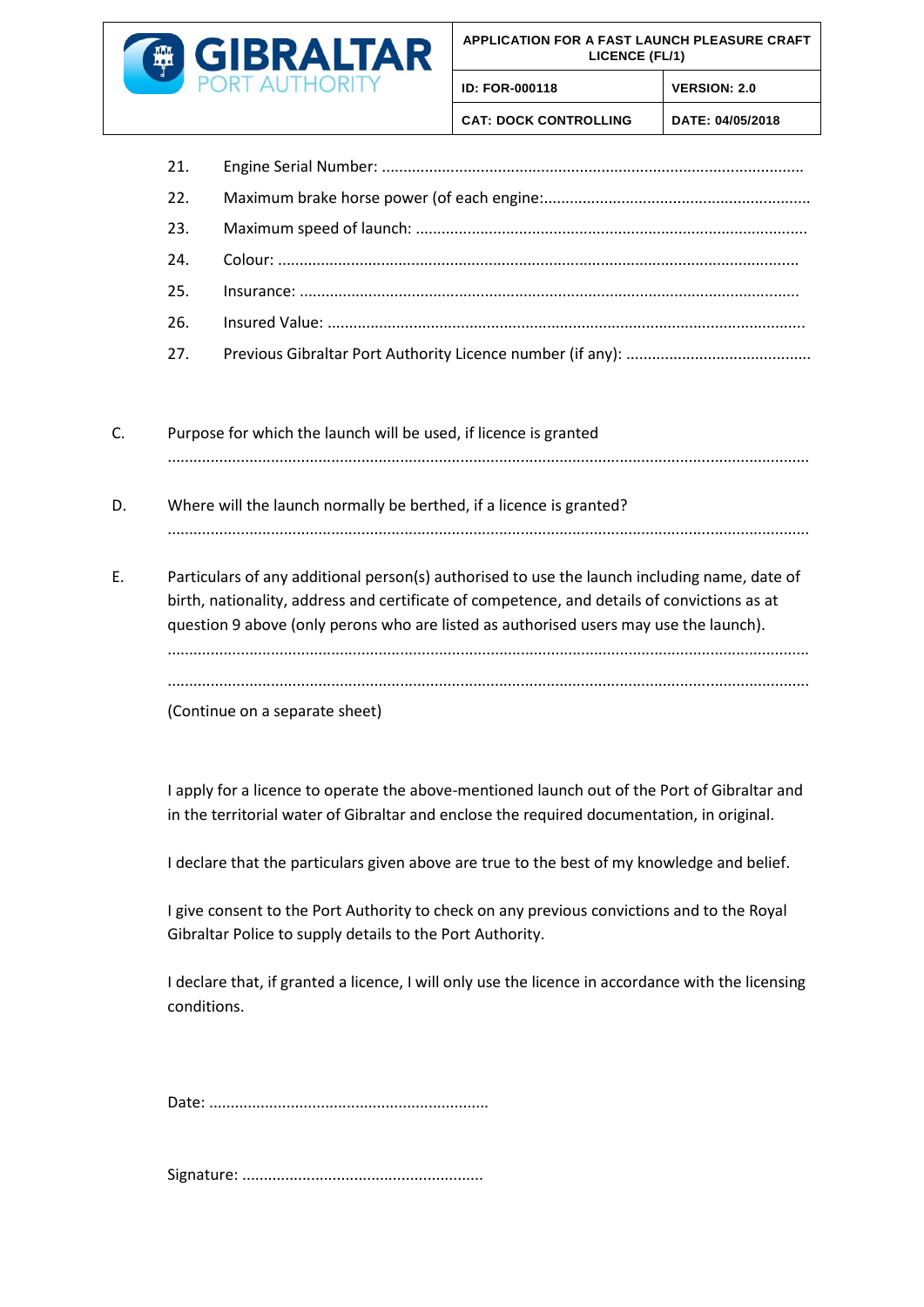21. Engine Serial Number: ..................................................................................................
22. Maximum brake horse power (of each engine:..............................................................
23. Maximum speed of launch: ..........................................................................................
24. Colour: ........................................................................................................................
25. Insurance: ...................................................................................................................
26. Insured Value: ..............................................................................................................
27. Previous Gibraltar Port Authority Licence number (if any): ...........................................

C. Purpose for which the launch will be used, if licence is granted

....................................................................................................................................................

D. Where will the launch normally be berthed, if a licence is granted?

....................................................................................................................................................

E. Particulars of any additional person(s) authorised to use the launch including name, date of birth, nationality, address and certificate of competence, and details of convictions as at question 9 above (only perons who are listed as authorised users may use the launch).

....................................................................................................................................................

....................................................................................................................................................

(Continue on a separate sheet)

I apply for a licence to operate the above-mentioned launch out of the Port of Gibraltar and in the territorial water of Gibraltar and enclose the required documentation, in original.

I declare that the particulars given above are true to the best of my knowledge and belief.

I give consent to the Port Authority to check on any previous convictions and to the Royal Gibraltar Police to supply details to the Port Authority.

I declare that, if granted a licence, I will only use the licence in accordance with the licensing conditions.

Date: .................................................................

Signature: ........................................................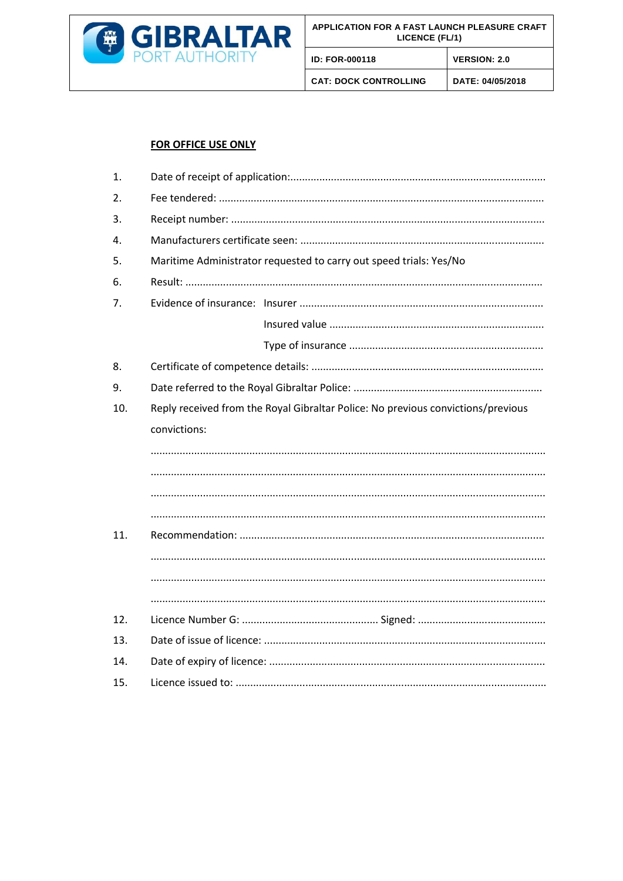**FOR OFFICE USE ONLY**

1. Date of receipt of application:.......................................................................................
2. Fee tendered: .............................................................................................................
3. Receipt number: ..........................................................................................................
4. Manufacturers certificate seen: ..................................................................................
5. Maritime Administrator requested to carry out speed trials: Yes/No
6. Result: .........................................................................................................................
7. Evidence of insurance: Insurer ...................................................................................

   Insured value .........................................................................

   Type of insurance ..................................................................
8. Certificate of competence details: ...............................................................................
9. Date referred to the Royal Gibraltar Police: ................................................................
10. Reply received from the Royal Gibraltar Police: No previous convictions/previous convictions:

    .....................................................................................................................................

    .....................................................................................................................................

    .....................................................................................................................................

    .....................................................................................................................................
11. Recommendation: .......................................................................................................

    .....................................................................................................................................

    .....................................................................................................................................

    .....................................................................................................................................
12. Licence Number G: .............................................. Signed: ............................................
13. Date of issue of licence: ................................................................................................
14. Date of expiry of licence: ..............................................................................................
15. Licence issued to: .........................................................................................................